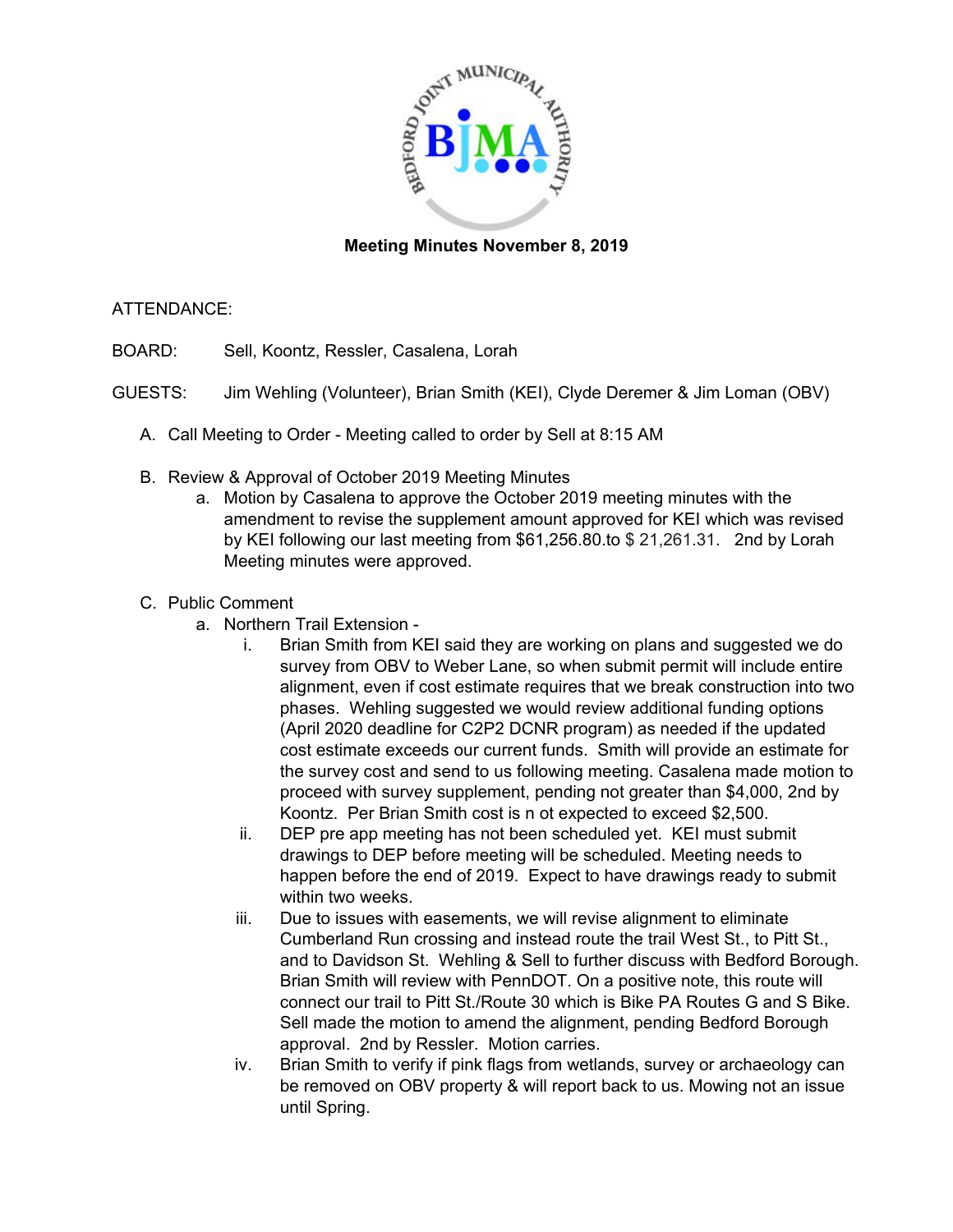**Meeting Minutes November 8, 2019**

ATTENDANCE:

BOARD: Sell, Koontz, Ressler, Casalena, Lorah

GUESTS: Jim Wehling (Volunteer), Brian Smith (KEI), Clyde Deremer & Jim Loman (OBV)

A. Call Meeting to Order - Meeting called to order by Sell at 8:15 AM

B. Review & Approval of October 2019 Meeting Minutes
   a. Motion by Casalena to approve the October 2019 meeting minutes with the amendment to revise the supplement amount approved for KEI which was revised by KEI following our last meeting from $61,256.80.to $ 21,261.31. 2nd by Lorah Meeting minutes were approved.

C. Public Comment
   a. Northern Trail Extension -
      i. Brian Smith from KEI said they are working on plans and suggested we do survey from OBV to Weber Lane, so when submit permit will include entire alignment, even if cost estimate requires that we break construction into two phases. Wehling suggested we would review additional funding options (April 2020 deadline for C2P2 DCNR program) as needed if the updated cost estimate exceeds our current funds. Smith will provide an estimate for the survey cost and send to us following meeting. Casalena made motion to proceed with survey supplement, pending not greater than $4,000, 2nd by Koontz. Per Brian Smith cost is n ot expected to exceed $2,500.
      ii. DEP pre app meeting has not been scheduled yet. KEI must submit drawings to DEP before meeting will be scheduled. Meeting needs to happen before the end of 2019. Expect to have drawings ready to submit within two weeks.
      iii. Due to issues with easements, we will revise alignment to eliminate Cumberland Run crossing and instead route the trail West St., to Pitt St., and to Davidson St. Wehling & Sell to further discuss with Bedford Borough. Brian Smith will review with PennDOT. On a positive note, this route will connect our trail to Pitt St./Route 30 which is Bike PA Routes G and S Bike. Sell made the motion to amend the alignment, pending Bedford Borough approval. 2nd by Ressler. Motion carries.
      iv. Brian Smith to verify if pink flags from wetlands, survey or archaeology can be removed on OBV property & will report back to us. Mowing not an issue until Spring.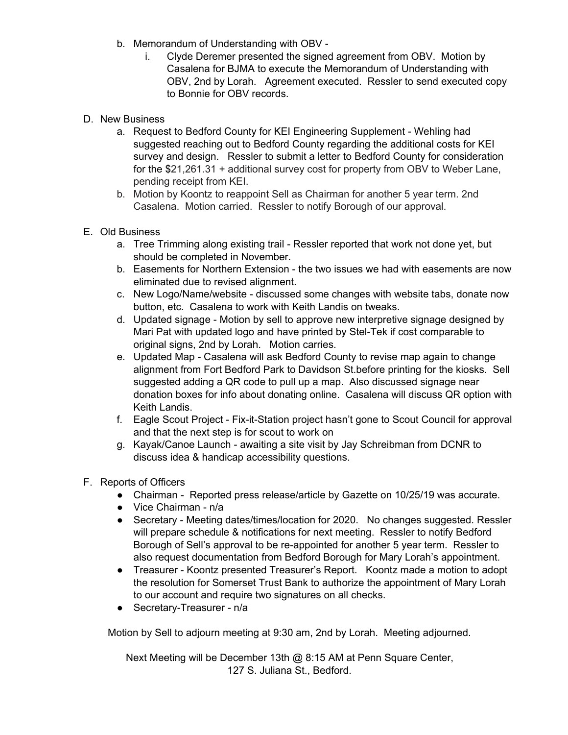b. Memorandum of Understanding with OBV -
   i. Clyde Deremer presented the signed agreement from OBV. Motion by Casalena for BJMA to execute the Memorandum of Understanding with OBV, 2nd by Lorah. Agreement executed. Ressler to send executed copy to Bonnie for OBV records.

D. New Business
   a. Request to Bedford County for KEI Engineering Supplement - Wehling had suggested reaching out to Bedford County regarding the additional costs for KEI survey and design. Ressler to submit a letter to Bedford County for consideration for the $21,261.31 + additional survey cost for property from OBV to Weber Lane, pending receipt from KEI.
   b. Motion by Koontz to reappoint Sell as Chairman for another 5 year term. 2nd Casalena. Motion carried. Ressler to notify Borough of our approval.

E. Old Business
   a. Tree Trimming along existing trail - Ressler reported that work not done yet, but should be completed in November.
   b. Easements for Northern Extension - the two issues we had with easements are now eliminated due to revised alignment.
   c. New Logo/Name/website - discussed some changes with website tabs, donate now button, etc. Casalena to work with Keith Landis on tweaks.
   d. Updated signage - Motion by sell to approve new interpretive signage designed by Mari Pat with updated logo and have printed by Stel-Tek if cost comparable to original signs, 2nd by Lorah. Motion carries.
   e. Updated Map - Casalena will ask Bedford County to revise map again to change alignment from Fort Bedford Park to Davidson St.before printing for the kiosks. Sell suggested adding a QR code to pull up a map. Also discussed signage near donation boxes for info about donating online. Casalena will discuss QR option with Keith Landis.
   f. Eagle Scout Project - Fix-it-Station project hasn't gone to Scout Council for approval and that the next step is for scout to work on
   g. Kayak/Canoe Launch - awaiting a site visit by Jay Schreibman from DCNR to discuss idea & handicap accessibility questions.

F. Reports of Officers
   - Chairman - Reported press release/article by Gazette on 10/25/19 was accurate.
   - Vice Chairman - n/a
   - Secretary - Meeting dates/times/location for 2020. No changes suggested. Ressler will prepare schedule & notifications for next meeting. Ressler to notify Bedford Borough of Sell's approval to be re-appointed for another 5 year term. Ressler to also request documentation from Bedford Borough for Mary Lorah's appointment.
   - Treasurer - Koontz presented Treasurer's Report. Koontz made a motion to adopt the resolution for Somerset Trust Bank to authorize the appointment of Mary Lorah to our account and require two signatures on all checks.
   - Secretary-Treasurer - n/a

Motion by Sell to adjourn meeting at 9:30 am, 2nd by Lorah. Meeting adjourned.

Next Meeting will be December 13th @ 8:15 AM at Penn Square Center, 127 S. Juliana St., Bedford.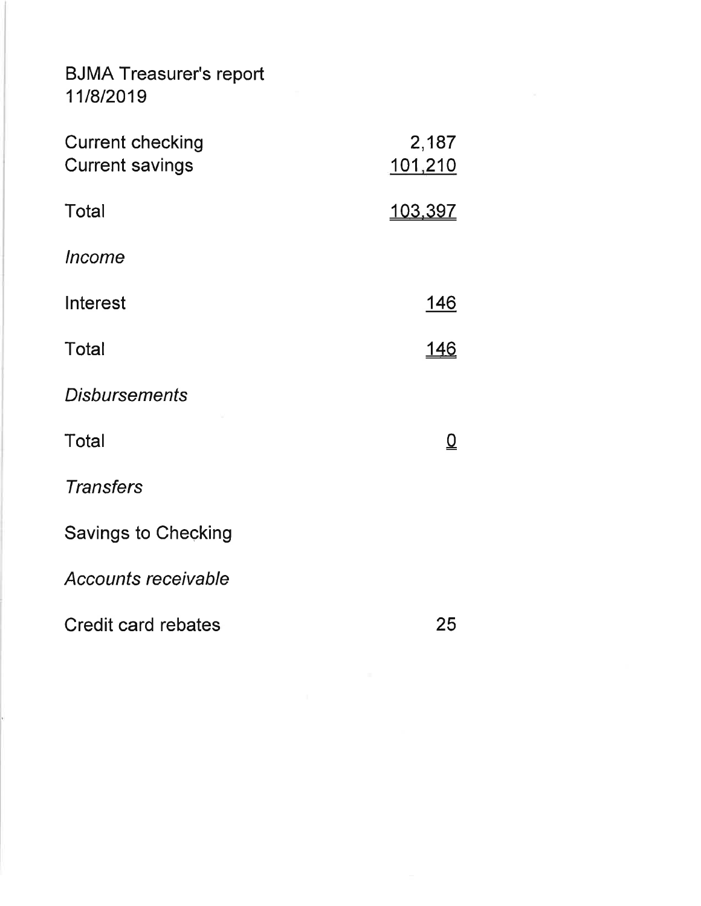BJMA Treasurer's report
11/8/2019

| | |
|---|---|
| Current checking | 2,187 |
| Current savings | 101,210 |
| Total | 103,397 |
| *Income* | |
| Interest | 146 |
| Total | 146 |
| *Disbursements* | |
| Total | 0 |
| *Transfers* | |
| Savings to Checking | |
| *Accounts receivable* | |
| Credit card rebates | 25 |